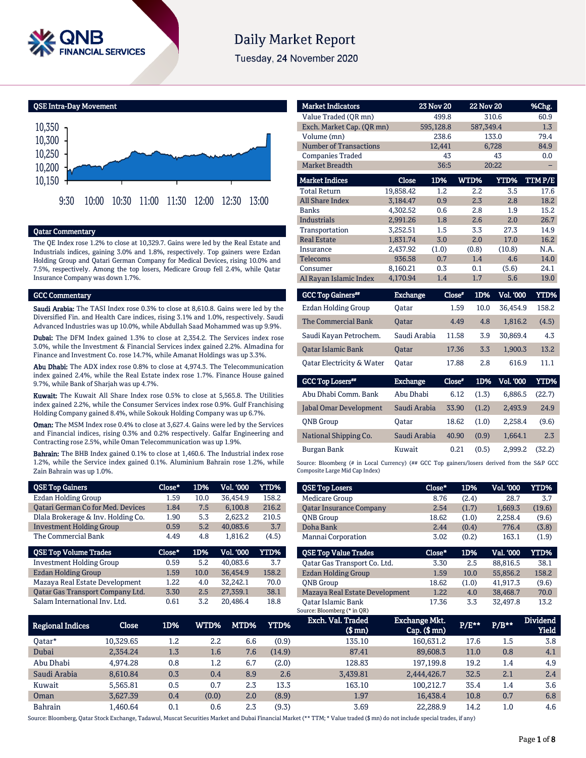# Daily Market Report

Tuesday, 24 November 2020

## QSE Intra-Day Movement

## Qatar Commentary

The QE Index rose 1.2% to close at 10,329.7. Gains were led by the Real Estate and Industrials indices, gaining 3.0% and 1.8%, respectively. Top gainers were Ezdan Holding Group and Qatari German Company for Medical Devices, rising 10.0% and 7.5%, respectively. Among the top losers, Medicare Group fell 2.4%, while Qatar Insurance Company was down 1.7%.

## GCC Commentary

**Saudi Arabia:** The TASI Index rose 0.3% to close at 8,610.8. Gains were led by the Diversified Fin. and Health Care indices, rising 3.1% and 1.0%, respectively. Saudi Advanced Industries was up 10.0%, while Abdullah Saad Mohammed was up 9.9%.

**Dubai:** The DFM Index gained 1.3% to close at 2,354.2. The Services index rose 3.0%, while the Investment & Financial Services index gained 2.2%. Almadina for Finance and Investment Co. rose 14.7%, while Amanat Holdings was up 3.3%.

**Abu Dhabi:** The ADX index rose 0.8% to close at 4,974.3. The Telecommunication index gained 2.4%, while the Real Estate index rose 1.7%. Finance House gained 9.7%, while Bank of Sharjah was up 4.7%.

**Kuwait:** The Kuwait All Share Index rose 0.5% to close at 5,565.8. The Utilities index gained 2.2%, while the Consumer Services index rose 0.9%. Gulf Franchising Holding Company gained 8.4%, while Sokouk Holding Company was up 6.7%.

**Oman:** The MSM Index rose 0.4% to close at 3,627.4. Gains were led by the Services and Financial indices, rising 0.3% and 0.2% respectively. Galfar Engineering and Contracting rose 2.5%, while Oman Telecommunication was up 1.9%.

**Bahrain:** The BHB Index gained 0.1% to close at 1,460.6. The Industrial index rose 1.2%, while the Service index gained 0.1%. Aluminium Bahrain rose 1.2%, while Zain Bahrain was up 1.0%.

| Market Indicators | 23 Nov 20 | 22 Nov 20 | %Chg. |
|---|---|---|---|
| Value Traded (QR mn) | 499.8 | 310.6 | 60.9 |
| Exch. Market Cap. (QR mn) | 595,128.8 | 587,349.4 | 1.3 |
| Volume (mn) | 238.6 | 133.0 | 79.4 |
| Number of Transactions | 12,441 | 6,728 | 84.9 |
| Companies Traded | 43 | 43 | 0.0 |
| Market Breadth | 36:5 | 20:22 | – |

| Market Indices | Close | 1D% | WTD% | YTD% | TTM P/E |
|---|---|---|---|---|---|
| Total Return | 19,858.42 | 1.2 | 2.2 | 3.5 | 17.6 |
| All Share Index | 3,184.47 | 0.9 | 2.3 | 2.8 | 18.2 |
| Banks | 4,302.52 | 0.6 | 2.8 | 1.9 | 15.2 |
| Industrials | 2,991.26 | 1.8 | 2.6 | 2.0 | 26.7 |
| Transportation | 3,252.51 | 1.5 | 3.3 | 27.3 | 14.9 |
| Real Estate | 1,831.74 | 3.0 | 2.0 | 17.0 | 16.2 |
| Insurance | 2,437.92 | (1.0) | (0.8) | (10.8) | N.A. |
| Telecoms | 936.58 | 0.7 | 1.4 | 4.6 | 14.0 |
| Consumer | 8,160.21 | 0.3 | 0.1 | (5.6) | 24.1 |
| Al Rayan Islamic Index | 4,170.94 | 1.4 | 1.7 | 5.6 | 19.0 |

| GCC Top Gainers## | Exchange | Close# | 1D% | Vol. '000 | YTD% |
|---|---|---|---|---|---|
| Ezdan Holding Group | Qatar | 1.59 | 10.0 | 36,454.9 | 158.2 |
| The Commercial Bank | Qatar | 4.49 | 4.8 | 1,816.2 | (4.5) |
| Saudi Kayan Petrochem. | Saudi Arabia | 11.58 | 3.9 | 30,869.4 | 4.3 |
| Qatar Islamic Bank | Qatar | 17.36 | 3.3 | 1,900.3 | 13.2 |
| Qatar Electricity & Water | Qatar | 17.88 | 2.8 | 616.9 | 11.1 |

| GCC Top Losers## | Exchange | Close# | 1D% | Vol. '000 | YTD% |
|---|---|---|---|---|---|
| Abu Dhabi Comm. Bank | Abu Dhabi | 6.12 | (1.3) | 6,886.5 | (22.7) |
| Jabal Omar Development | Saudi Arabia | 33.90 | (1.2) | 2,493.9 | 24.9 |
| QNB Group | Qatar | 18.62 | (1.0) | 2,258.4 | (9.6) |
| National Shipping Co. | Saudi Arabia | 40.90 | (0.9) | 1,664.1 | 2.3 |
| Burgan Bank | Kuwait | 0.21 | (0.5) | 2,999.2 | (32.2) |

Source: Bloomberg (# in Local Currency) (## GCC Top gainers/losers derived from the S&P GCC Composite Large Mid Cap Index)

| QSE Top Gainers | Close* | 1D% | Vol. '000 | YTD% |
|---|---|---|---|---|
| Ezdan Holding Group | 1.59 | 10.0 | 36,454.9 | 158.2 |
| Qatari German Co for Med. Devices | 1.84 | 7.5 | 6,100.8 | 216.2 |
| Dlala Brokerage & Inv. Holding Co. | 1.90 | 5.3 | 2,623.2 | 210.5 |
| Investment Holding Group | 0.59 | 5.2 | 40,083.6 | 3.7 |
| The Commercial Bank | 4.49 | 4.8 | 1,816.2 | (4.5) |

| QSE Top Losers | Close* | 1D% | Vol. '000 | YTD% |
|---|---|---|---|---|
| Medicare Group | 8.76 | (2.4) | 28.7 | 3.7 |
| Qatar Insurance Company | 2.54 | (1.7) | 1,669.3 | (19.6) |
| QNB Group | 18.62 | (1.0) | 2,258.4 | (9.6) |
| Doha Bank | 2.44 | (0.4) | 776.4 | (3.8) |
| Mannai Corporation | 3.02 | (0.2) | 163.1 | (1.9) |

| QSE Top Volume Trades | Close* | 1D% | Vol. '000 | YTD% |
|---|---|---|---|---|
| Investment Holding Group | 0.59 | 5.2 | 40,083.6 | 3.7 |
| Ezdan Holding Group | 1.59 | 10.0 | 36,454.9 | 158.2 |
| Mazaya Real Estate Development | 1.22 | 4.0 | 32,242.1 | 70.0 |
| Qatar Gas Transport Company Ltd. | 3.30 | 2.5 | 27,359.1 | 38.1 |
| Salam International Inv. Ltd. | 0.61 | 3.2 | 20,486.4 | 18.8 |

| QSE Top Value Trades | Close* | 1D% | Val. '000 | YTD% |
|---|---|---|---|---|
| Qatar Gas Transport Co. Ltd. | 3.30 | 2.5 | 88,816.5 | 38.1 |
| Ezdan Holding Group | 1.59 | 10.0 | 55,856.2 | 158.2 |
| QNB Group | 18.62 | (1.0) | 41,917.3 | (9.6) |
| Mazaya Real Estate Development | 1.22 | 4.0 | 38,468.7 | 70.0 |
| Qatar Islamic Bank | 17.36 | 3.3 | 32,497.8 | 13.2 |

Source: Bloomberg (* in QR)

| Regional Indices | Close | 1D% | WTD% | MTD% | YTD% | Exch. Val. Traded ($ mn) | Exchange Mkt. Cap. ($ mn) | P/E** | P/B** | Dividend Yield |
|---|---|---|---|---|---|---|---|---|---|---|
| Qatar* | 10,329.65 | 1.2 | 2.2 | 6.6 | (0.9) | 135.10 | 160,631.2 | 17.6 | 1.5 | 3.8 |
| Dubai | 2,354.24 | 1.3 | 1.6 | 7.6 | (14.9) | 87.41 | 89,608.3 | 11.0 | 0.8 | 4.1 |
| Abu Dhabi | 4,974.28 | 0.8 | 1.2 | 6.7 | (2.0) | 128.83 | 197,199.8 | 19.2 | 1.4 | 4.9 |
| Saudi Arabia | 8,610.84 | 0.3 | 0.4 | 8.9 | 2.6 | 3,439.81 | 2,444,426.7 | 32.5 | 2.1 | 2.4 |
| Kuwait | 5,565.81 | 0.5 | 0.7 | 2.3 | 13.3 | 163.10 | 100,212.7 | 35.4 | 1.4 | 3.6 |
| Oman | 3,627.39 | 0.4 | (0.0) | 2.0 | (8.9) | 1.97 | 16,438.4 | 10.8 | 0.7 | 6.8 |
| Bahrain | 1,460.64 | 0.1 | 0.6 | 2.3 | (9.3) | 3.69 | 22,288.9 | 14.2 | 1.0 | 4.6 |

Source: Bloomberg, Qatar Stock Exchange, Tadawul, Muscat Securities Market and Dubai Financial Market (** TTM; * Value traded ($ mn) do not include special trades, if any)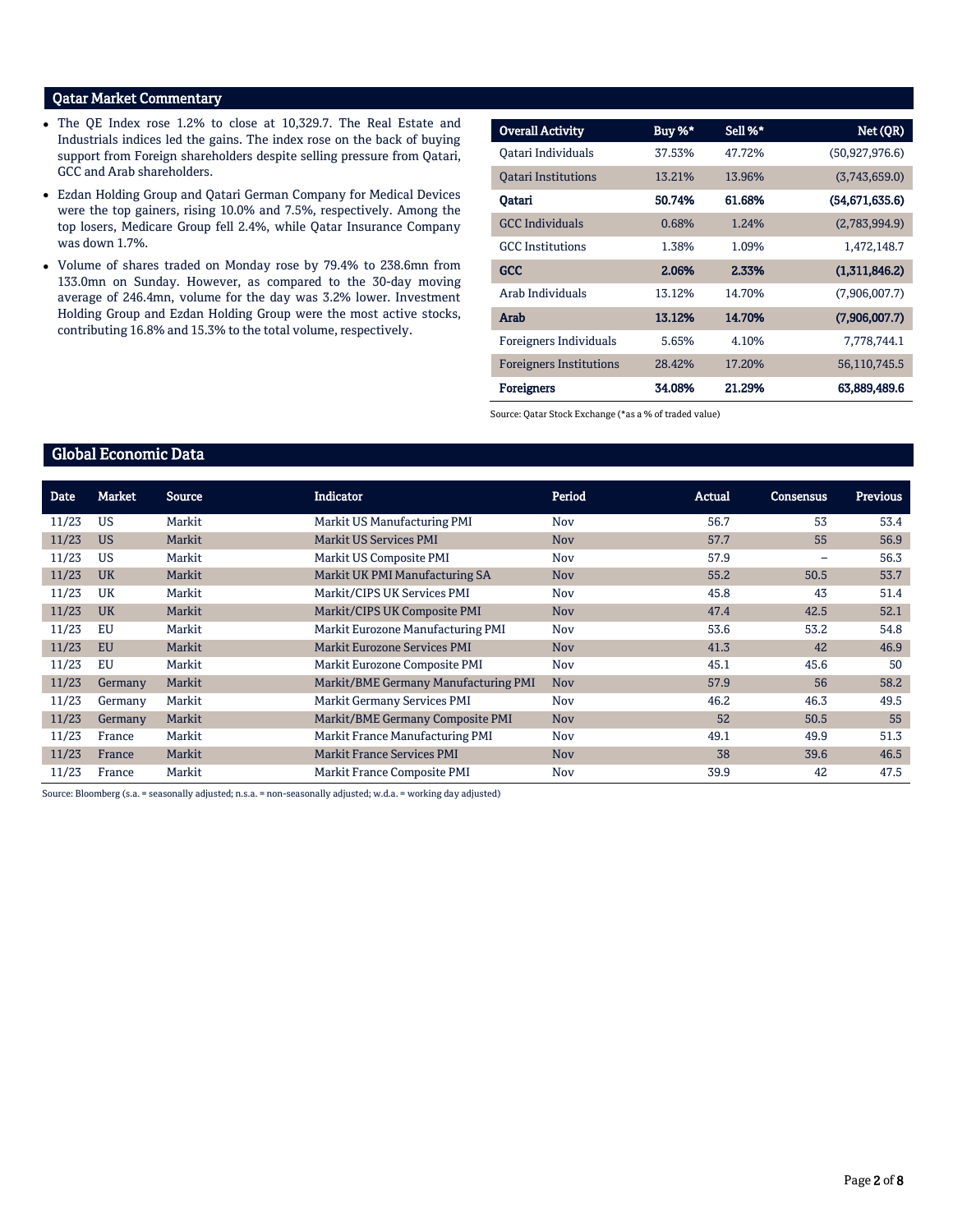## Qatar Market Commentary

- The QE Index rose 1.2% to close at 10,329.7. The Real Estate and Industrials indices led the gains. The index rose on the back of buying support from Foreign shareholders despite selling pressure from Qatari, GCC and Arab shareholders.
- Ezdan Holding Group and Qatari German Company for Medical Devices were the top gainers, rising 10.0% and 7.5%, respectively. Among the top losers, Medicare Group fell 2.4%, while Qatar Insurance Company was down 1.7%.
- Volume of shares traded on Monday rose by 79.4% to 238.6mn from 133.0mn on Sunday. However, as compared to the 30-day moving average of 246.4mn, volume for the day was 3.2% lower. Investment Holding Group and Ezdan Holding Group were the most active stocks, contributing 16.8% and 15.3% to the total volume, respectively.

| Overall Activity | Buy %* | Sell %* | Net (QR) |
|---|---|---|---|
| Qatari Individuals | 37.53% | 47.72% | (50,927,976.6) |
| Qatari Institutions | 13.21% | 13.96% | (3,743,659.0) |
| **Qatari** | **50.74%** | **61.68%** | **(54,671,635.6)** |
| GCC Individuals | 0.68% | 1.24% | (2,783,994.9) |
| GCC Institutions | 1.38% | 1.09% | 1,472,148.7 |
| **GCC** | **2.06%** | **2.33%** | **(1,311,846.2)** |
| Arab Individuals | 13.12% | 14.70% | (7,906,007.7) |
| **Arab** | **13.12%** | **14.70%** | **(7,906,007.7)** |
| Foreigners Individuals | 5.65% | 4.10% | 7,778,744.1 |
| Foreigners Institutions | 28.42% | 17.20% | 56,110,745.5 |
| **Foreigners** | **34.08%** | **21.29%** | **63,889,489.6** |

Source: Qatar Stock Exchange (*as a % of traded value)

## Global Economic Data

| Date | Market | Source | Indicator | Period | Actual | Consensus | Previous |
|---|---|---|---|---|---|---|---|
| 11/23 | US | Markit | Markit US Manufacturing PMI | Nov | 56.7 | 53 | 53.4 |
| 11/23 | US | Markit | Markit US Services PMI | Nov | 57.7 | 55 | 56.9 |
| 11/23 | US | Markit | Markit US Composite PMI | Nov | 57.9 | – | 56.3 |
| 11/23 | UK | Markit | Markit UK PMI Manufacturing SA | Nov | 55.2 | 50.5 | 53.7 |
| 11/23 | UK | Markit | Markit/CIPS UK Services PMI | Nov | 45.8 | 43 | 51.4 |
| 11/23 | UK | Markit | Markit/CIPS UK Composite PMI | Nov | 47.4 | 42.5 | 52.1 |
| 11/23 | EU | Markit | Markit Eurozone Manufacturing PMI | Nov | 53.6 | 53.2 | 54.8 |
| 11/23 | EU | Markit | Markit Eurozone Services PMI | Nov | 41.3 | 42 | 46.9 |
| 11/23 | EU | Markit | Markit Eurozone Composite PMI | Nov | 45.1 | 45.6 | 50 |
| 11/23 | Germany | Markit | Markit/BME Germany Manufacturing PMI | Nov | 57.9 | 56 | 58.2 |
| 11/23 | Germany | Markit | Markit Germany Services PMI | Nov | 46.2 | 46.3 | 49.5 |
| 11/23 | Germany | Markit | Markit/BME Germany Composite PMI | Nov | 52 | 50.5 | 55 |
| 11/23 | France | Markit | Markit France Manufacturing PMI | Nov | 49.1 | 49.9 | 51.3 |
| 11/23 | France | Markit | Markit France Services PMI | Nov | 38 | 39.6 | 46.5 |
| 11/23 | France | Markit | Markit France Composite PMI | Nov | 39.9 | 42 | 47.5 |

Source: Bloomberg (s.a. = seasonally adjusted; n.s.a. = non-seasonally adjusted; w.d.a. = working day adjusted)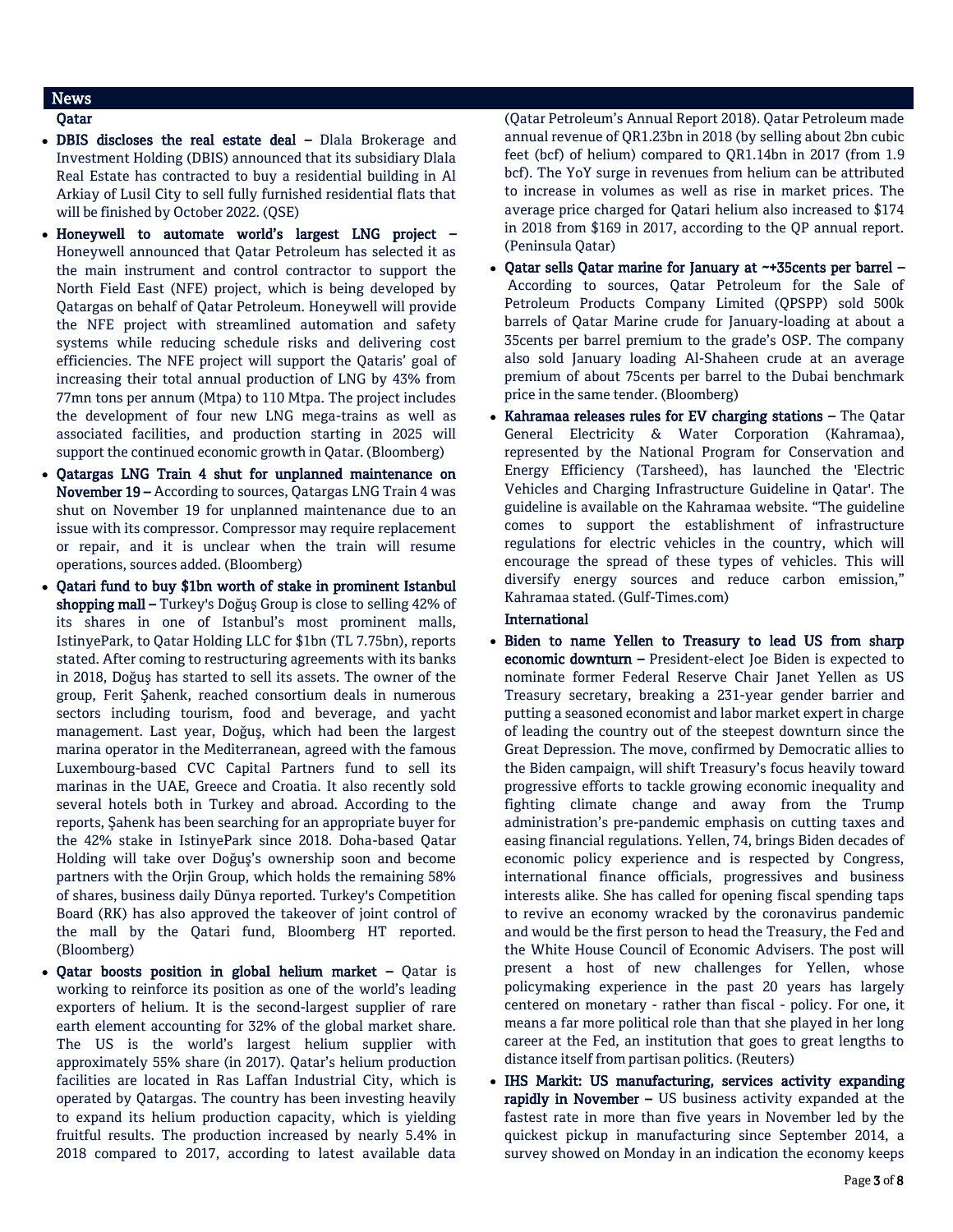## News

### Qatar

- **DBIS discloses the real estate deal –** Dlala Brokerage and Investment Holding (DBIS) announced that its subsidiary Dlala Real Estate has contracted to buy a residential building in Al Arkiay of Lusil City to sell fully furnished residential flats that will be finished by October 2022. (QSE)
- **Honeywell to automate world's largest LNG project –** Honeywell announced that Qatar Petroleum has selected it as the main instrument and control contractor to support the North Field East (NFE) project, which is being developed by Qatargas on behalf of Qatar Petroleum. Honeywell will provide the NFE project with streamlined automation and safety systems while reducing schedule risks and delivering cost efficiencies. The NFE project will support the Qataris' goal of increasing their total annual production of LNG by 43% from 77mn tons per annum (Mtpa) to 110 Mtpa. The project includes the development of four new LNG mega-trains as well as associated facilities, and production starting in 2025 will support the continued economic growth in Qatar. (Bloomberg)
- **Qatargas LNG Train 4 shut for unplanned maintenance on November 19 –** According to sources, Qatargas LNG Train 4 was shut on November 19 for unplanned maintenance due to an issue with its compressor. Compressor may require replacement or repair, and it is unclear when the train will resume operations, sources added. (Bloomberg)
- **Qatari fund to buy $1bn worth of stake in prominent Istanbul shopping mall –** Turkey's Doğuş Group is close to selling 42% of its shares in one of Istanbul's most prominent malls, IstinyePark, to Qatar Holding LLC for $1bn (TL 7.75bn), reports stated. After coming to restructuring agreements with its banks in 2018, Doğuş has started to sell its assets. The owner of the group, Ferit Şahenk, reached consortium deals in numerous sectors including tourism, food and beverage, and yacht management. Last year, Doğuş, which had been the largest marina operator in the Mediterranean, agreed with the famous Luxembourg-based CVC Capital Partners fund to sell its marinas in the UAE, Greece and Croatia. It also recently sold several hotels both in Turkey and abroad. According to the reports, Şahenk has been searching for an appropriate buyer for the 42% stake in IstinyePark since 2018. Doha-based Qatar Holding will take over Doğuş's ownership soon and become partners with the Orjin Group, which holds the remaining 58% of shares, business daily Dünya reported. Turkey's Competition Board (RK) has also approved the takeover of joint control of the mall by the Qatari fund, Bloomberg HT reported. (Bloomberg)
- **Qatar boosts position in global helium market –** Qatar is working to reinforce its position as one of the world's leading exporters of helium. It is the second-largest supplier of rare earth element accounting for 32% of the global market share. The US is the world's largest helium supplier with approximately 55% share (in 2017). Qatar's helium production facilities are located in Ras Laffan Industrial City, which is operated by Qatargas. The country has been investing heavily to expand its helium production capacity, which is yielding fruitful results. The production increased by nearly 5.4% in 2018 compared to 2017, according to latest available data (Qatar Petroleum's Annual Report 2018). Qatar Petroleum made annual revenue of QR1.23bn in 2018 (by selling about 2bn cubic feet (bcf) of helium) compared to QR1.14bn in 2017 (from 1.9 bcf). The YoY surge in revenues from helium can be attributed to increase in volumes as well as rise in market prices. The average price charged for Qatari helium also increased to $174 in 2018 from $169 in 2017, according to the QP annual report. (Peninsula Qatar)
- **Qatar sells Qatar marine for January at ~+35cents per barrel –** According to sources, Qatar Petroleum for the Sale of Petroleum Products Company Limited (QPSPP) sold 500k barrels of Qatar Marine crude for January-loading at about a 35cents per barrel premium to the grade's OSP. The company also sold January loading Al-Shaheen crude at an average premium of about 75cents per barrel to the Dubai benchmark price in the same tender. (Bloomberg)
- **Kahramaa releases rules for EV charging stations –** The Qatar General Electricity & Water Corporation (Kahramaa), represented by the National Program for Conservation and Energy Efficiency (Tarsheed), has launched the 'Electric Vehicles and Charging Infrastructure Guideline in Qatar'. The guideline is available on the Kahramaa website. "The guideline comes to support the establishment of infrastructure regulations for electric vehicles in the country, which will encourage the spread of these types of vehicles. This will diversify energy sources and reduce carbon emission," Kahramaa stated. (Gulf-Times.com)

### International

- **Biden to name Yellen to Treasury to lead US from sharp economic downturn –** President-elect Joe Biden is expected to nominate former Federal Reserve Chair Janet Yellen as US Treasury secretary, breaking a 231-year gender barrier and putting a seasoned economist and labor market expert in charge of leading the country out of the steepest downturn since the Great Depression. The move, confirmed by Democratic allies to the Biden campaign, will shift Treasury's focus heavily toward progressive efforts to tackle growing economic inequality and fighting climate change and away from the Trump administration's pre-pandemic emphasis on cutting taxes and easing financial regulations. Yellen, 74, brings Biden decades of economic policy experience and is respected by Congress, international finance officials, progressives and business interests alike. She has called for opening fiscal spending taps to revive an economy wracked by the coronavirus pandemic and would be the first person to head the Treasury, the Fed and the White House Council of Economic Advisers. The post will present a host of new challenges for Yellen, whose policymaking experience in the past 20 years has largely centered on monetary - rather than fiscal - policy. For one, it means a far more political role than that she played in her long career at the Fed, an institution that goes to great lengths to distance itself from partisan politics. (Reuters)
- **IHS Markit: US manufacturing, services activity expanding rapidly in November –** US business activity expanded at the fastest rate in more than five years in November led by the quickest pickup in manufacturing since September 2014, a survey showed on Monday in an indication the economy keeps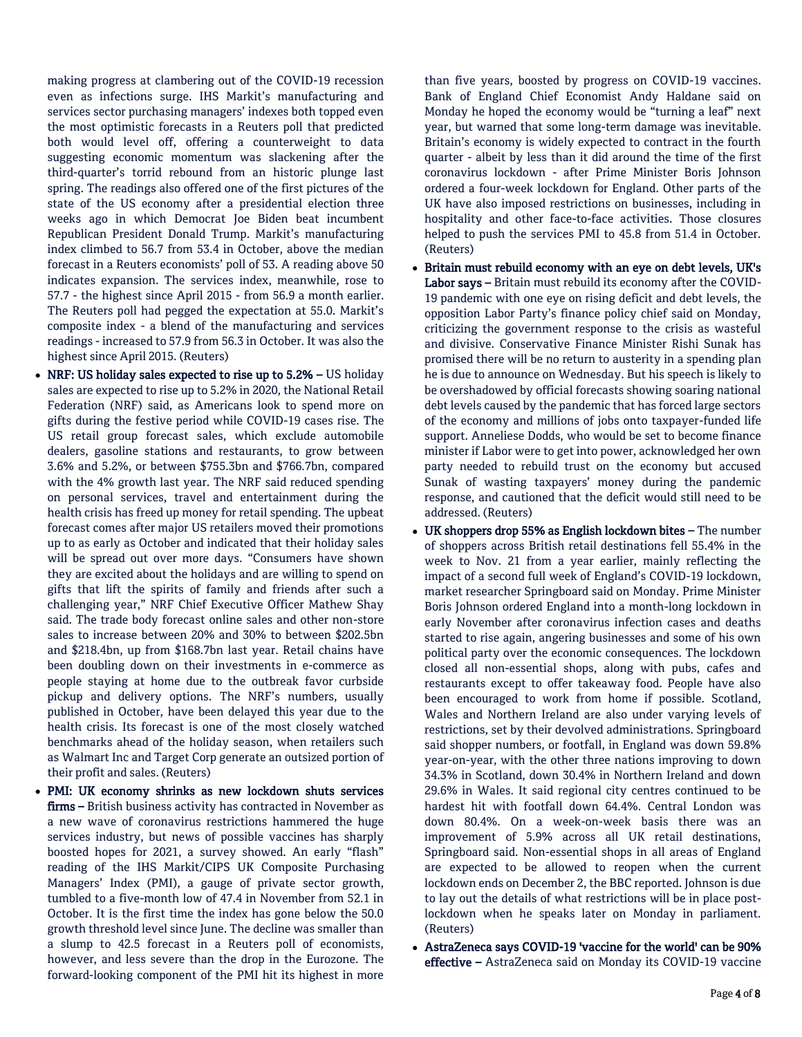making progress at clambering out of the COVID-19 recession even as infections surge. IHS Markit's manufacturing and services sector purchasing managers' indexes both topped even the most optimistic forecasts in a Reuters poll that predicted both would level off, offering a counterweight to data suggesting economic momentum was slackening after the third-quarter's torrid rebound from an historic plunge last spring. The readings also offered one of the first pictures of the state of the US economy after a presidential election three weeks ago in which Democrat Joe Biden beat incumbent Republican President Donald Trump. Markit's manufacturing index climbed to 56.7 from 53.4 in October, above the median forecast in a Reuters economists' poll of 53. A reading above 50 indicates expansion. The services index, meanwhile, rose to 57.7 - the highest since April 2015 - from 56.9 a month earlier. The Reuters poll had pegged the expectation at 55.0. Markit's composite index - a blend of the manufacturing and services readings - increased to 57.9 from 56.3 in October. It was also the highest since April 2015. (Reuters)

- **NRF: US holiday sales expected to rise up to 5.2% –** US holiday sales are expected to rise up to 5.2% in 2020, the National Retail Federation (NRF) said, as Americans look to spend more on gifts during the festive period while COVID-19 cases rise. The US retail group forecast sales, which exclude automobile dealers, gasoline stations and restaurants, to grow between 3.6% and 5.2%, or between $755.3bn and $766.7bn, compared with the 4% growth last year. The NRF said reduced spending on personal services, travel and entertainment during the health crisis has freed up money for retail spending. The upbeat forecast comes after major US retailers moved their promotions up to as early as October and indicated that their holiday sales will be spread out over more days. "Consumers have shown they are excited about the holidays and are willing to spend on gifts that lift the spirits of family and friends after such a challenging year," NRF Chief Executive Officer Mathew Shay said. The trade body forecast online sales and other non-store sales to increase between 20% and 30% to between $202.5bn and $218.4bn, up from $168.7bn last year. Retail chains have been doubling down on their investments in e-commerce as people staying at home due to the outbreak favor curbside pickup and delivery options. The NRF's numbers, usually published in October, have been delayed this year due to the health crisis. Its forecast is one of the most closely watched benchmarks ahead of the holiday season, when retailers such as Walmart Inc and Target Corp generate an outsized portion of their profit and sales. (Reuters)

- **PMI: UK economy shrinks as new lockdown shuts services firms –** British business activity has contracted in November as a new wave of coronavirus restrictions hammered the huge services industry, but news of possible vaccines has sharply boosted hopes for 2021, a survey showed. An early "flash" reading of the IHS Markit/CIPS UK Composite Purchasing Managers' Index (PMI), a gauge of private sector growth, tumbled to a five-month low of 47.4 in November from 52.1 in October. It is the first time the index has gone below the 50.0 growth threshold level since June. The decline was smaller than a slump to 42.5 forecast in a Reuters poll of economists, however, and less severe than the drop in the Eurozone. The forward-looking component of the PMI hit its highest in more than five years, boosted by progress on COVID-19 vaccines. Bank of England Chief Economist Andy Haldane said on Monday he hoped the economy would be "turning a leaf" next year, but warned that some long-term damage was inevitable. Britain's economy is widely expected to contract in the fourth quarter - albeit by less than it did around the time of the first coronavirus lockdown - after Prime Minister Boris Johnson ordered a four-week lockdown for England. Other parts of the UK have also imposed restrictions on businesses, including in hospitality and other face-to-face activities. Those closures helped to push the services PMI to 45.8 from 51.4 in October. (Reuters)

- **Britain must rebuild economy with an eye on debt levels, UK's Labor says –** Britain must rebuild its economy after the COVID-19 pandemic with one eye on rising deficit and debt levels, the opposition Labor Party's finance policy chief said on Monday, criticizing the government response to the crisis as wasteful and divisive. Conservative Finance Minister Rishi Sunak has promised there will be no return to austerity in a spending plan he is due to announce on Wednesday. But his speech is likely to be overshadowed by official forecasts showing soaring national debt levels caused by the pandemic that has forced large sectors of the economy and millions of jobs onto taxpayer-funded life support. Anneliese Dodds, who would be set to become finance minister if Labor were to get into power, acknowledged her own party needed to rebuild trust on the economy but accused Sunak of wasting taxpayers' money during the pandemic response, and cautioned that the deficit would still need to be addressed. (Reuters)

- **UK shoppers drop 55% as English lockdown bites –** The number of shoppers across British retail destinations fell 55.4% in the week to Nov. 21 from a year earlier, mainly reflecting the impact of a second full week of England's COVID-19 lockdown, market researcher Springboard said on Monday. Prime Minister Boris Johnson ordered England into a month-long lockdown in early November after coronavirus infection cases and deaths started to rise again, angering businesses and some of his own political party over the economic consequences. The lockdown closed all non-essential shops, along with pubs, cafes and restaurants except to offer takeaway food. People have also been encouraged to work from home if possible. Scotland, Wales and Northern Ireland are also under varying levels of restrictions, set by their devolved administrations. Springboard said shopper numbers, or footfall, in England was down 59.8% year-on-year, with the other three nations improving to down 34.3% in Scotland, down 30.4% in Northern Ireland and down 29.6% in Wales. It said regional city centres continued to be hardest hit with footfall down 64.4%. Central London was down 80.4%. On a week-on-week basis there was an improvement of 5.9% across all UK retail destinations, Springboard said. Non-essential shops in all areas of England are expected to be allowed to reopen when the current lockdown ends on December 2, the BBC reported. Johnson is due to lay out the details of what restrictions will be in place post-lockdown when he speaks later on Monday in parliament. (Reuters)

- **AstraZeneca says COVID-19 'vaccine for the world' can be 90% effective –** AstraZeneca said on Monday its COVID-19 vaccine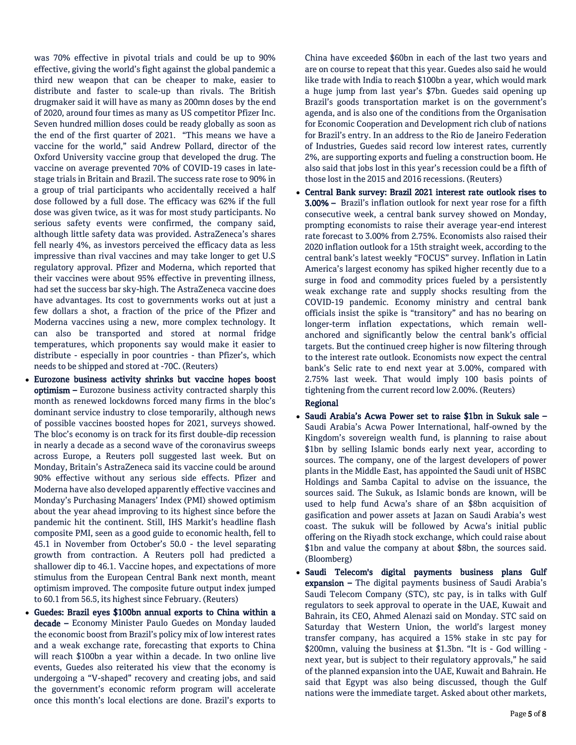was 70% effective in pivotal trials and could be up to 90% effective, giving the world's fight against the global pandemic a third new weapon that can be cheaper to make, easier to distribute and faster to scale-up than rivals. The British drugmaker said it will have as many as 200mn doses by the end of 2020, around four times as many as US competitor Pfizer Inc. Seven hundred million doses could be ready globally as soon as the end of the first quarter of 2021. "This means we have a vaccine for the world," said Andrew Pollard, director of the Oxford University vaccine group that developed the drug. The vaccine on average prevented 70% of COVID-19 cases in late-stage trials in Britain and Brazil. The success rate rose to 90% in a group of trial participants who accidentally received a half dose followed by a full dose. The efficacy was 62% if the full dose was given twice, as it was for most study participants. No serious safety events were confirmed, the company said, although little safety data was provided. AstraZeneca's shares fell nearly 4%, as investors perceived the efficacy data as less impressive than rival vaccines and may take longer to get U.S regulatory approval. Pfizer and Moderna, which reported that their vaccines were about 95% effective in preventing illness, had set the success bar sky-high. The AstraZeneca vaccine does have advantages. Its cost to governments works out at just a few dollars a shot, a fraction of the price of the Pfizer and Moderna vaccines using a new, more complex technology. It can also be transported and stored at normal fridge temperatures, which proponents say would make it easier to distribute - especially in poor countries - than Pfizer's, which needs to be shipped and stored at -70C. (Reuters)

- **Eurozone business activity shrinks but vaccine hopes boost optimism –** Eurozone business activity contracted sharply this month as renewed lockdowns forced many firms in the bloc's dominant service industry to close temporarily, although news of possible vaccines boosted hopes for 2021, surveys showed. The bloc's economy is on track for its first double-dip recession in nearly a decade as a second wave of the coronavirus sweeps across Europe, a Reuters poll suggested last week. But on Monday, Britain's AstraZeneca said its vaccine could be around 90% effective without any serious side effects. Pfizer and Moderna have also developed apparently effective vaccines and Monday's Purchasing Managers' Index (PMI) showed optimism about the year ahead improving to its highest since before the pandemic hit the continent. Still, IHS Markit's headline flash composite PMI, seen as a good guide to economic health, fell to 45.1 in November from October's 50.0 - the level separating growth from contraction. A Reuters poll had predicted a shallower dip to 46.1. Vaccine hopes, and expectations of more stimulus from the European Central Bank next month, meant optimism improved. The composite future output index jumped to 60.1 from 56.5, its highest since February. (Reuters)
- **Guedes: Brazil eyes $100bn annual exports to China within a decade –** Economy Minister Paulo Guedes on Monday lauded the economic boost from Brazil's policy mix of low interest rates and a weak exchange rate, forecasting that exports to China will reach $100bn a year within a decade. In two online live events, Guedes also reiterated his view that the economy is undergoing a "V-shaped" recovery and creating jobs, and said the government's economic reform program will accelerate once this month's local elections are done. Brazil's exports to China have exceeded $60bn in each of the last two years and are on course to repeat that this year. Guedes also said he would like trade with India to reach $100bn a year, which would mark a huge jump from last year's $7bn. Guedes said opening up Brazil's goods transportation market is on the government's agenda, and is also one of the conditions from the Organisation for Economic Cooperation and Development rich club of nations for Brazil's entry. In an address to the Rio de Janeiro Federation of Industries, Guedes said record low interest rates, currently 2%, are supporting exports and fueling a construction boom. He also said that jobs lost in this year's recession could be a fifth of those lost in the 2015 and 2016 recessions. (Reuters)
- **Central Bank survey: Brazil 2021 interest rate outlook rises to 3.00% –** Brazil's inflation outlook for next year rose for a fifth consecutive week, a central bank survey showed on Monday, prompting economists to raise their average year-end interest rate forecast to 3.00% from 2.75%. Economists also raised their 2020 inflation outlook for a 15th straight week, according to the central bank's latest weekly "FOCUS" survey. Inflation in Latin America's largest economy has spiked higher recently due to a surge in food and commodity prices fueled by a persistently weak exchange rate and supply shocks resulting from the COVID-19 pandemic. Economy ministry and central bank officials insist the spike is "transitory" and has no bearing on longer-term inflation expectations, which remain well-anchored and significantly below the central bank's official targets. But the continued creep higher is now filtering through to the interest rate outlook. Economists now expect the central bank's Selic rate to end next year at 3.00%, compared with 2.75% last week. That would imply 100 basis points of tightening from the current record low 2.00%. (Reuters)

**Regional**

- **Saudi Arabia's Acwa Power set to raise $1bn in Sukuk sale –** Saudi Arabia's Acwa Power International, half-owned by the Kingdom's sovereign wealth fund, is planning to raise about $1bn by selling Islamic bonds early next year, according to sources. The company, one of the largest developers of power plants in the Middle East, has appointed the Saudi unit of HSBC Holdings and Samba Capital to advise on the issuance, the sources said. The Sukuk, as Islamic bonds are known, will be used to help fund Acwa's share of an $8bn acquisition of gasification and power assets at Jazan on Saudi Arabia's west coast. The sukuk will be followed by Acwa's initial public offering on the Riyadh stock exchange, which could raise about $1bn and value the company at about $8bn, the sources said. (Bloomberg)
- **Saudi Telecom's digital payments business plans Gulf expansion –** The digital payments business of Saudi Arabia's Saudi Telecom Company (STC), stc pay, is in talks with Gulf regulators to seek approval to operate in the UAE, Kuwait and Bahrain, its CEO, Ahmed Alenazi said on Monday. STC said on Saturday that Western Union, the world's largest money transfer company, has acquired a 15% stake in stc pay for $200mn, valuing the business at $1.3bn. "It is - God willing - next year, but is subject to their regulatory approvals," he said of the planned expansion into the UAE, Kuwait and Bahrain. He said that Egypt was also being discussed, though the Gulf nations were the immediate target. Asked about other markets,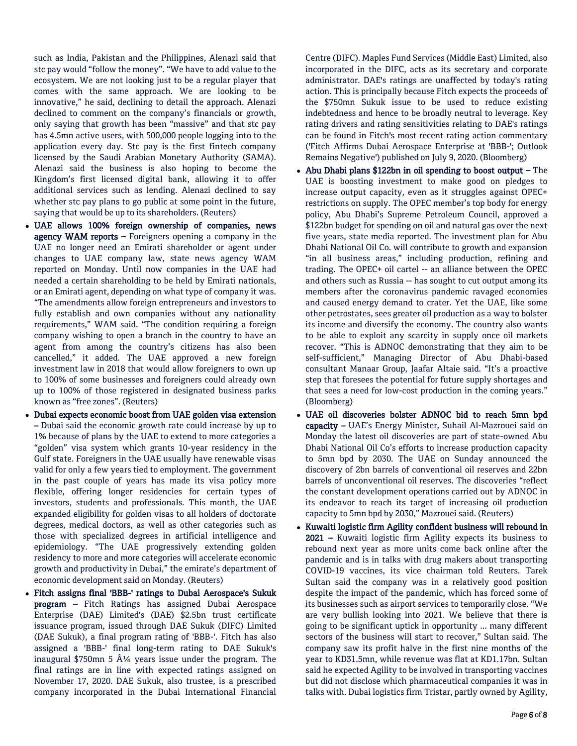such as India, Pakistan and the Philippines, Alenazi said that stc pay would "follow the money". "We have to add value to the ecosystem. We are not looking just to be a regular player that comes with the same approach. We are looking to be innovative," he said, declining to detail the approach. Alenazi declined to comment on the company's financials or growth, only saying that growth has been "massive" and that stc pay has 4.5mn active users, with 500,000 people logging into to the application every day. Stc pay is the first fintech company licensed by the Saudi Arabian Monetary Authority (SAMA). Alenazi said the business is also hoping to become the Kingdom's first licensed digital bank, allowing it to offer additional services such as lending. Alenazi declined to say whether stc pay plans to go public at some point in the future, saying that would be up to its shareholders. (Reuters)

- **UAE allows 100% foreign ownership of companies, news agency WAM reports –** Foreigners opening a company in the UAE no longer need an Emirati shareholder or agent under changes to UAE company law, state news agency WAM reported on Monday. Until now companies in the UAE had needed a certain shareholding to be held by Emirati nationals, or an Emirati agent, depending on what type of company it was. "The amendments allow foreign entrepreneurs and investors to fully establish and own companies without any nationality requirements," WAM said. "The condition requiring a foreign company wishing to open a branch in the country to have an agent from among the country's citizens has also been cancelled," it added. The UAE approved a new foreign investment law in 2018 that would allow foreigners to own up to 100% of some businesses and foreigners could already own up to 100% of those registered in designated business parks known as "free zones". (Reuters)
- **Dubai expects economic boost from UAE golden visa extension –** Dubai said the economic growth rate could increase by up to 1% because of plans by the UAE to extend to more categories a "golden" visa system which grants 10-year residency in the Gulf state. Foreigners in the UAE usually have renewable visas valid for only a few years tied to employment. The government in the past couple of years has made its visa policy more flexible, offering longer residencies for certain types of investors, students and professionals. This month, the UAE expanded eligibility for golden visas to all holders of doctorate degrees, medical doctors, as well as other categories such as those with specialized degrees in artificial intelligence and epidemiology. "The UAE progressively extending golden residency to more and more categories will accelerate economic growth and productivity in Dubai," the emirate's department of economic development said on Monday. (Reuters)
- **Fitch assigns final 'BBB-' ratings to Dubai Aerospace's Sukuk program –** Fitch Ratings has assigned Dubai Aerospace Enterprise (DAE) Limited's (DAE) $2.5bn trust certificate issuance program, issued through DAE Sukuk (DIFC) Limited (DAE Sukuk), a final program rating of 'BBB-'. Fitch has also assigned a 'BBB-' final long-term rating to DAE Sukuk's inaugural $750mn 5 Â¼ years issue under the program. The final ratings are in line with expected ratings assigned on November 17, 2020. DAE Sukuk, also trustee, is a prescribed company incorporated in the Dubai International Financial Centre (DIFC). Maples Fund Services (Middle East) Limited, also incorporated in the DIFC, acts as its secretary and corporate administrator. DAE's ratings are unaffected by today's rating action. This is principally because Fitch expects the proceeds of the $750mn Sukuk issue to be used to reduce existing indebtedness and hence to be broadly neutral to leverage. Key rating drivers and rating sensitivities relating to DAE's ratings can be found in Fitch's most recent rating action commentary ('Fitch Affirms Dubai Aerospace Enterprise at 'BBB-'; Outlook Remains Negative') published on July 9, 2020. (Bloomberg)
- **Abu Dhabi plans $122bn in oil spending to boost output –** The UAE is boosting investment to make good on pledges to increase output capacity, even as it struggles against OPEC+ restrictions on supply. The OPEC member's top body for energy policy, Abu Dhabi's Supreme Petroleum Council, approved a $122bn budget for spending on oil and natural gas over the next five years, state media reported. The investment plan for Abu Dhabi National Oil Co. will contribute to growth and expansion "in all business areas," including production, refining and trading. The OPEC+ oil cartel -- an alliance between the OPEC and others such as Russia -- has sought to cut output among its members after the coronavirus pandemic ravaged economies and caused energy demand to crater. Yet the UAE, like some other petrostates, sees greater oil production as a way to bolster its income and diversify the economy. The country also wants to be able to exploit any scarcity in supply once oil markets recover. "This is ADNOC demonstrating that they aim to be self-sufficient," Managing Director of Abu Dhabi-based consultant Manaar Group, Jaafar Altaie said. "It's a proactive step that foresees the potential for future supply shortages and that sees a need for low-cost production in the coming years." (Bloomberg)
- **UAE oil discoveries bolster ADNOC bid to reach 5mn bpd capacity –** UAE's Energy Minister, Suhail Al-Mazrouei said on Monday the latest oil discoveries are part of state-owned Abu Dhabi National Oil Co's efforts to increase production capacity to 5mn bpd by 2030. The UAE on Sunday announced the discovery of 2bn barrels of conventional oil reserves and 22bn barrels of unconventional oil reserves. The discoveries "reflect the constant development operations carried out by ADNOC in its endeavor to reach its target of increasing oil production capacity to 5mn bpd by 2030," Mazrouei said. (Reuters)
- **Kuwaiti logistic firm Agility confident business will rebound in 2021 –** Kuwaiti logistic firm Agility expects its business to rebound next year as more units come back online after the pandemic and is in talks with drug makers about transporting COVID-19 vaccines, its vice chairman told Reuters. Tarek Sultan said the company was in a relatively good position despite the impact of the pandemic, which has forced some of its businesses such as airport services to temporarily close. "We are very bullish looking into 2021. We believe that there is going to be significant uptick in opportunity ... many different sectors of the business will start to recover," Sultan said. The company saw its profit halve in the first nine months of the year to KD31.5mn, while revenue was flat at KD1.17bn. Sultan said he expected Agility to be involved in transporting vaccines but did not disclose which pharmaceutical companies it was in talks with. Dubai logistics firm Tristar, partly owned by Agility,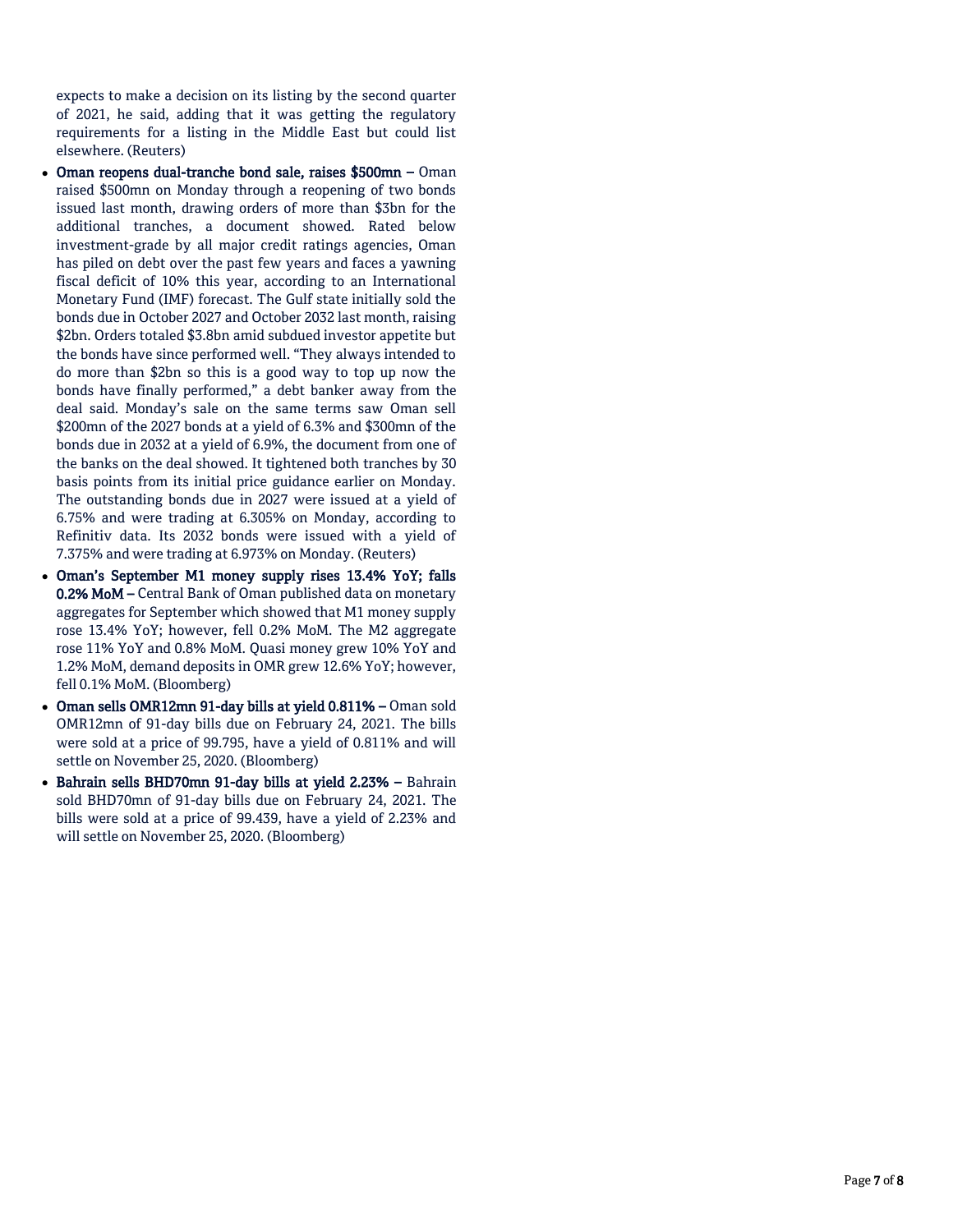expects to make a decision on its listing by the second quarter of 2021, he said, adding that it was getting the regulatory requirements for a listing in the Middle East but could list elsewhere. (Reuters)

- **Oman reopens dual-tranche bond sale, raises $500mn –** Oman raised $500mn on Monday through a reopening of two bonds issued last month, drawing orders of more than $3bn for the additional tranches, a document showed. Rated below investment-grade by all major credit ratings agencies, Oman has piled on debt over the past few years and faces a yawning fiscal deficit of 10% this year, according to an International Monetary Fund (IMF) forecast. The Gulf state initially sold the bonds due in October 2027 and October 2032 last month, raising $2bn. Orders totaled $3.8bn amid subdued investor appetite but the bonds have since performed well. "They always intended to do more than $2bn so this is a good way to top up now the bonds have finally performed," a debt banker away from the deal said. Monday's sale on the same terms saw Oman sell $200mn of the 2027 bonds at a yield of 6.3% and $300mn of the bonds due in 2032 at a yield of 6.9%, the document from one of the banks on the deal showed. It tightened both tranches by 30 basis points from its initial price guidance earlier on Monday. The outstanding bonds due in 2027 were issued at a yield of 6.75% and were trading at 6.305% on Monday, according to Refinitiv data. Its 2032 bonds were issued with a yield of 7.375% and were trading at 6.973% on Monday. (Reuters)
- **Oman's September M1 money supply rises 13.4% YoY; falls 0.2% MoM –** Central Bank of Oman published data on monetary aggregates for September which showed that M1 money supply rose 13.4% YoY; however, fell 0.2% MoM. The M2 aggregate rose 11% YoY and 0.8% MoM. Quasi money grew 10% YoY and 1.2% MoM, demand deposits in OMR grew 12.6% YoY; however, fell 0.1% MoM. (Bloomberg)
- **Oman sells OMR12mn 91-day bills at yield 0.811% –** Oman sold OMR12mn of 91-day bills due on February 24, 2021. The bills were sold at a price of 99.795, have a yield of 0.811% and will settle on November 25, 2020. (Bloomberg)
- **Bahrain sells BHD70mn 91-day bills at yield 2.23% –** Bahrain sold BHD70mn of 91-day bills due on February 24, 2021. The bills were sold at a price of 99.439, have a yield of 2.23% and will settle on November 25, 2020. (Bloomberg)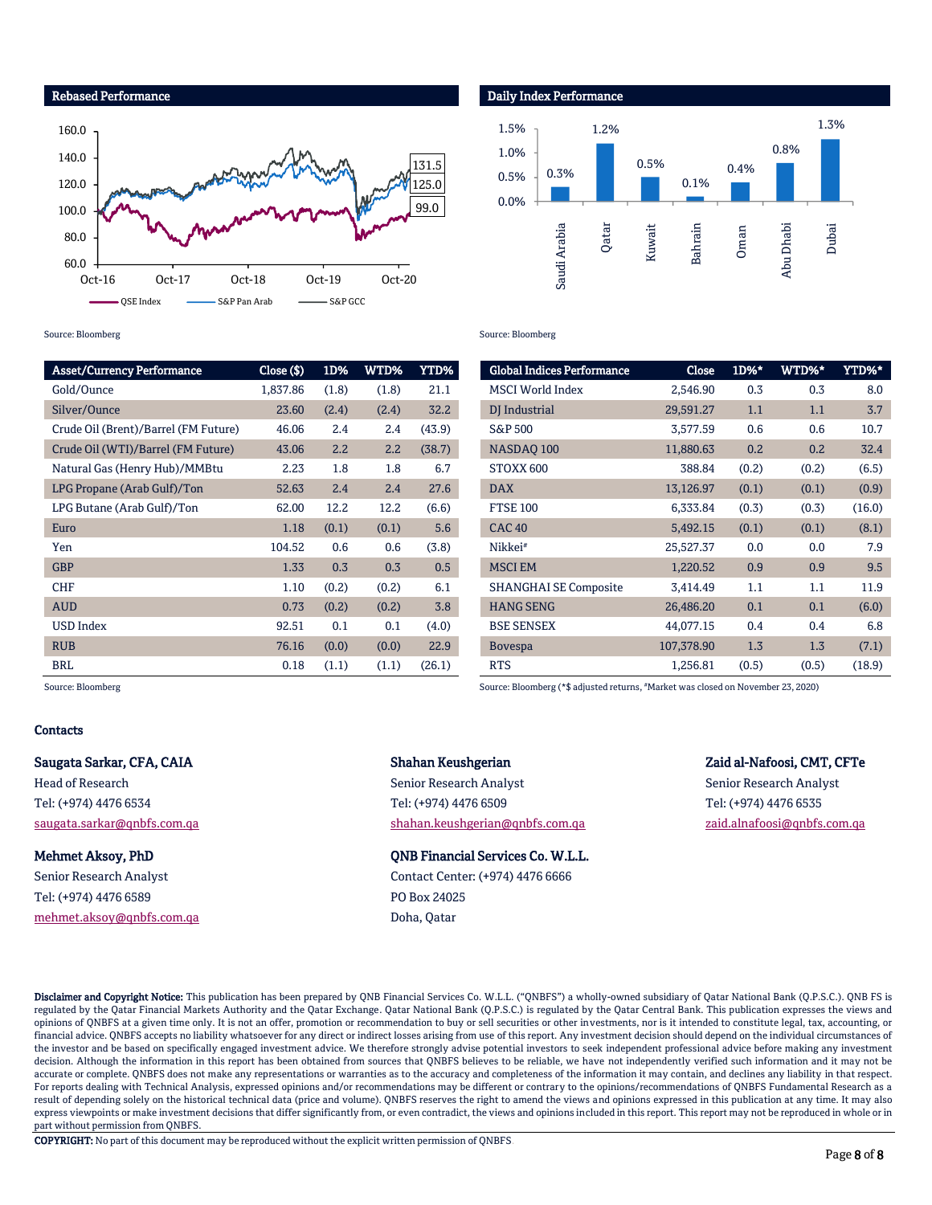## Rebased Performance

160.0
140.0
120.0
100.0
80.0
60.0

Oct-16 Oct-17 Oct-18 Oct-19 Oct-20

131.5
125.0
99.0

QSE Index S&P Pan Arab S&P GCC

Source: Bloomberg

## Daily Index Performance

1.5%
1.0%
0.5%
0.0%

0.3% 1.2% 0.5% 0.1% 0.4% 0.8% 1.3%

Saudi Arabia Qatar Kuwait Bahrain Oman Abu Dhabi Dubai

Source: Bloomberg

| Asset/Currency Performance | Close ($) | 1D% | WTD% | YTD% |
|---|---|---|---|---|
| Gold/Ounce | 1,837.86 | (1.8) | (1.8) | 21.1 |
| Silver/Ounce | 23.60 | (2.4) | (2.4) | 32.2 |
| Crude Oil (Brent)/Barrel (FM Future) | 46.06 | 2.4 | 2.4 | (43.9) |
| Crude Oil (WTI)/Barrel (FM Future) | 43.06 | 2.2 | 2.2 | (38.7) |
| Natural Gas (Henry Hub)/MMBtu | 2.23 | 1.8 | 1.8 | 6.7 |
| LPG Propane (Arab Gulf)/Ton | 52.63 | 2.4 | 2.4 | 27.6 |
| LPG Butane (Arab Gulf)/Ton | 62.00 | 12.2 | 12.2 | (6.6) |
| Euro | 1.18 | (0.1) | (0.1) | 5.6 |
| Yen | 104.52 | 0.6 | 0.6 | (3.8) |
| GBP | 1.33 | 0.3 | 0.3 | 0.5 |
| CHF | 1.10 | (0.2) | (0.2) | 6.1 |
| AUD | 0.73 | (0.2) | (0.2) | 3.8 |
| USD Index | 92.51 | 0.1 | 0.1 | (4.0) |
| RUB | 76.16 | (0.0) | (0.0) | 22.9 |
| BRL | 0.18 | (1.1) | (1.1) | (26.1) |

Source: Bloomberg

| Global Indices Performance | Close | 1D%* | WTD%* | YTD%* |
|---|---|---|---|---|
| MSCI World Index | 2,546.90 | 0.3 | 0.3 | 8.0 |
| DJ Industrial | 29,591.27 | 1.1 | 1.1 | 3.7 |
| S&P 500 | 3,577.59 | 0.6 | 0.6 | 10.7 |
| NASDAQ 100 | 11,880.63 | 0.2 | 0.2 | 32.4 |
| STOXX 600 | 388.84 | (0.2) | (0.2) | (6.5) |
| DAX | 13,126.97 | (0.1) | (0.1) | (0.9) |
| FTSE 100 | 6,333.84 | (0.3) | (0.3) | (16.0) |
| CAC 40 | 5,492.15 | (0.1) | (0.1) | (8.1) |
| Nikkei# | 25,527.37 | 0.0 | 0.0 | 7.9 |
| MSCI EM | 1,220.52 | 0.9 | 0.9 | 9.5 |
| SHANGHAI SE Composite | 3,414.49 | 1.1 | 1.1 | 11.9 |
| HANG SENG | 26,486.20 | 0.1 | 0.1 | (6.0) |
| BSE SENSEX | 44,077.15 | 0.4 | 0.4 | 6.8 |
| Bovespa | 107,378.90 | 1.3 | 1.3 | (7.1) |
| RTS | 1,256.81 | (0.5) | (0.5) | (18.9) |

Source: Bloomberg (*$ adjusted returns, #Market was closed on November 23, 2020)

## Contacts

**Saugata Sarkar, CFA, CAIA**
Head of Research
Tel: (+974) 4476 6534
saugata.sarkar@qnbfs.com.qa

**Shahan Keushgerian**
Senior Research Analyst
Tel: (+974) 4476 6509
shahan.keushgerian@qnbfs.com.qa

**Zaid al-Nafoosi, CMT, CFTe**
Senior Research Analyst
Tel: (+974) 4476 6535
zaid.alnafoosi@qnbfs.com.qa

**Mehmet Aksoy, PhD**
Senior Research Analyst
Tel: (+974) 4476 6589
mehmet.aksoy@qnbfs.com.qa

**QNB Financial Services Co. W.L.L.**
Contact Center: (+974) 4476 6666
PO Box 24025
Doha, Qatar

**Disclaimer and Copyright Notice:** This publication has been prepared by QNB Financial Services Co. W.L.L. ("QNBFS") a wholly-owned subsidiary of Qatar National Bank (Q.P.S.C.). QNB FS is regulated by the Qatar Financial Markets Authority and the Qatar Exchange. Qatar National Bank (Q.P.S.C.) is regulated by the Qatar Central Bank. This publication expresses the views and opinions of QNBFS at a given time only. It is not an offer, promotion or recommendation to buy or sell securities or other investments, nor is it intended to constitute legal, tax, accounting, or financial advice. QNBFS accepts no liability whatsoever for any direct or indirect losses arising from use of this report. Any investment decision should depend on the individual circumstances of the investor and be based on specifically engaged investment advice. We therefore strongly advise potential investors to seek independent professional advice before making any investment decision. Although the information in this report has been obtained from sources that QNBFS believes to be reliable, we have not independently verified such information and it may not be accurate or complete. QNBFS does not make any representations or warranties as to the accuracy and completeness of the information it may contain, and declines any liability in that respect. For reports dealing with Technical Analysis, expressed opinions and/or recommendations may be different or contrary to the opinions/recommendations of QNBFS Fundamental Research as a result of depending solely on the historical technical data (price and volume). QNBFS reserves the right to amend the views and opinions expressed in this publication at any time. It may also express viewpoints or make investment decisions that differ significantly from, or even contradict, the views and opinions included in this report. This report may not be reproduced in whole or in part without permission from QNBFS.

**COPYRIGHT:** No part of this document may be reproduced without the explicit written permission of QNBFS